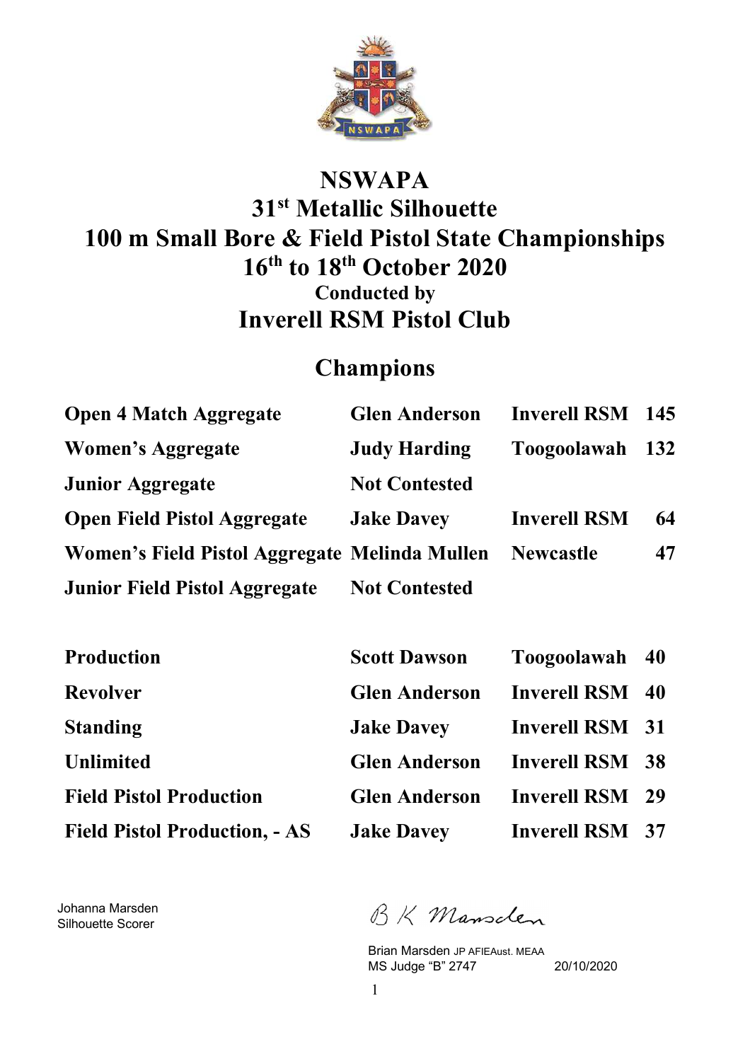# NSWAPA

# 31st Metallic Silhouette

# 100 m Small Bore & Field Pistol State Championships

# 16th to 18th October 2020

### Conducted by

# Inverell RSM Pistol Club

## Champions

| | | | |
|---|---|---|---|
| **Open 4 Match Aggregate** | **Glen Anderson** | **Inverell RSM** | **145** |
| **Women's Aggregate** | **Judy Harding** | **Toogoolawah** | **132** |
| **Junior Aggregate** | **Not Contested** | | |
| **Open Field Pistol Aggregate** | **Jake Davey** | **Inverell RSM** | **64** |
| **Women's Field Pistol Aggregate** | **Melinda Mullen** | **Newcastle** | **47** |
| **Junior Field Pistol Aggregate** | **Not Contested** | | |

| | | | |
|---|---|---|---|
| **Production** | **Scott Dawson** | **Toogoolawah** | **40** |
| **Revolver** | **Glen Anderson** | **Inverell RSM** | **40** |
| **Standing** | **Jake Davey** | **Inverell RSM** | **31** |
| **Unlimited** | **Glen Anderson** | **Inverell RSM** | **38** |
| **Field Pistol Production** | **Glen Anderson** | **Inverell RSM** | **29** |
| **Field Pistol Production, - AS** | **Jake Davey** | **Inverell RSM** | **37** |

Johanna Marsden
Silhouette Scorer

B K Marsden

Brian Marsden JP AFIEAust. MEAA
MS Judge "B" 2747 20/10/2020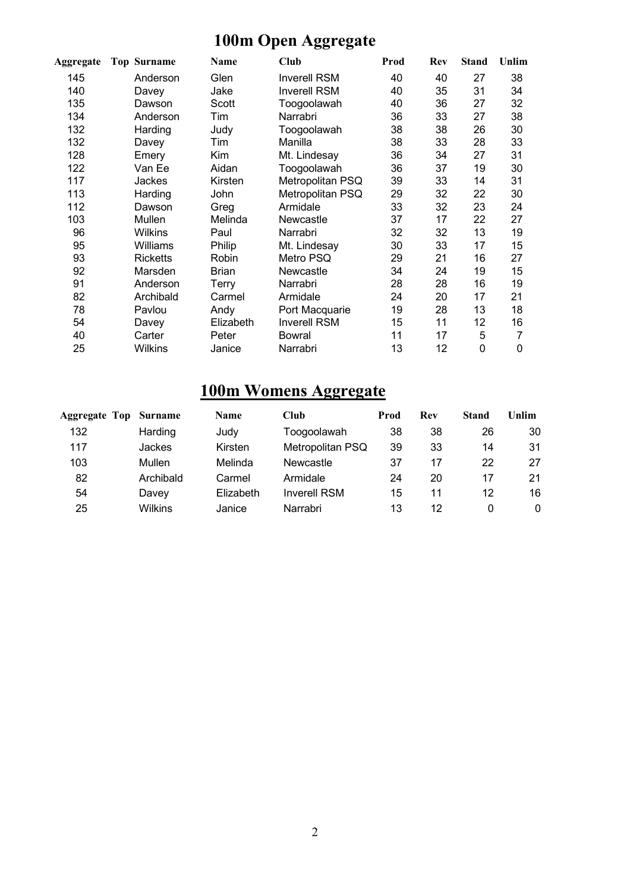# 100m Open Aggregate

| Aggregate | Top | Surname | Name | Club | Prod | Rev | Stand | Unlim |
|---|---|---|---|---|---|---|---|---|
| 145 | | Anderson | Glen | Inverell RSM | 40 | 40 | 27 | 38 |
| 140 | | Davey | Jake | Inverell RSM | 40 | 35 | 31 | 34 |
| 135 | | Dawson | Scott | Toogoolawah | 40 | 36 | 27 | 32 |
| 134 | | Anderson | Tim | Narrabri | 36 | 33 | 27 | 38 |
| 132 | | Harding | Judy | Toogoolawah | 38 | 38 | 26 | 30 |
| 132 | | Davey | Tim | Manilla | 38 | 33 | 28 | 33 |
| 128 | | Emery | Kim | Mt. Lindesay | 36 | 34 | 27 | 31 |
| 122 | | Van Ee | Aidan | Toogoolawah | 36 | 37 | 19 | 30 |
| 117 | | Jackes | Kirsten | Metropolitan PSQ | 39 | 33 | 14 | 31 |
| 113 | | Harding | John | Metropolitan PSQ | 29 | 32 | 22 | 30 |
| 112 | | Dawson | Greg | Armidale | 33 | 32 | 23 | 24 |
| 103 | | Mullen | Melinda | Newcastle | 37 | 17 | 22 | 27 |
| 96 | | Wilkins | Paul | Narrabri | 32 | 32 | 13 | 19 |
| 95 | | Williams | Philip | Mt. Lindesay | 30 | 33 | 17 | 15 |
| 93 | | Ricketts | Robin | Metro PSQ | 29 | 21 | 16 | 27 |
| 92 | | Marsden | Brian | Newcastle | 34 | 24 | 19 | 15 |
| 91 | | Anderson | Terry | Narrabri | 28 | 28 | 16 | 19 |
| 82 | | Archibald | Carmel | Armidale | 24 | 20 | 17 | 21 |
| 78 | | Pavlou | Andy | Port Macquarie | 19 | 28 | 13 | 18 |
| 54 | | Davey | Elizabeth | Inverell RSM | 15 | 11 | 12 | 16 |
| 40 | | Carter | Peter | Bowral | 11 | 17 | 5 | 7 |
| 25 | | Wilkins | Janice | Narrabri | 13 | 12 | 0 | 0 |

# 100m Womens Aggregate

| Aggregate | Top | Surname | Name | Club | Prod | Rev | Stand | Unlim |
|---|---|---|---|---|---|---|---|---|
| 132 | | Harding | Judy | Toogoolawah | 38 | 38 | 26 | 30 |
| 117 | | Jackes | Kirsten | Metropolitan PSQ | 39 | 33 | 14 | 31 |
| 103 | | Mullen | Melinda | Newcastle | 37 | 17 | 22 | 27 |
| 82 | | Archibald | Carmel | Armidale | 24 | 20 | 17 | 21 |
| 54 | | Davey | Elizabeth | Inverell RSM | 15 | 11 | 12 | 16 |
| 25 | | Wilkins | Janice | Narrabri | 13 | 12 | 0 | 0 |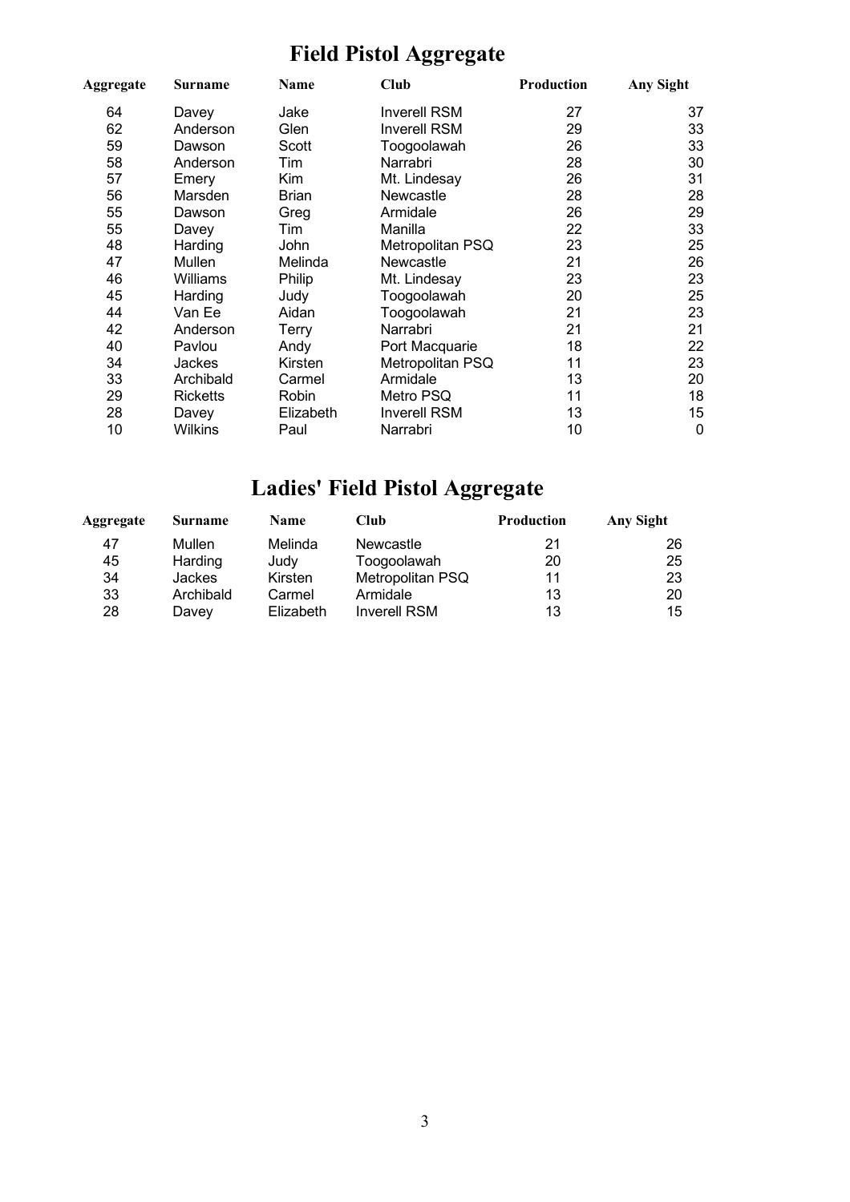# Field Pistol Aggregate

| Aggregate | Surname | Name | Club | Production | Any Sight |
|---|---|---|---|---|---|
| 64 | Davey | Jake | Inverell RSM | 27 | 37 |
| 62 | Anderson | Glen | Inverell RSM | 29 | 33 |
| 59 | Dawson | Scott | Toogoolawah | 26 | 33 |
| 58 | Anderson | Tim | Narrabri | 28 | 30 |
| 57 | Emery | Kim | Mt. Lindesay | 26 | 31 |
| 56 | Marsden | Brian | Newcastle | 28 | 28 |
| 55 | Dawson | Greg | Armidale | 26 | 29 |
| 55 | Davey | Tim | Manilla | 22 | 33 |
| 48 | Harding | John | Metropolitan PSQ | 23 | 25 |
| 47 | Mullen | Melinda | Newcastle | 21 | 26 |
| 46 | Williams | Philip | Mt. Lindesay | 23 | 23 |
| 45 | Harding | Judy | Toogoolawah | 20 | 25 |
| 44 | Van Ee | Aidan | Toogoolawah | 21 | 23 |
| 42 | Anderson | Terry | Narrabri | 21 | 21 |
| 40 | Pavlou | Andy | Port Macquarie | 18 | 22 |
| 34 | Jackes | Kirsten | Metropolitan PSQ | 11 | 23 |
| 33 | Archibald | Carmel | Armidale | 13 | 20 |
| 29 | Ricketts | Robin | Metro PSQ | 11 | 18 |
| 28 | Davey | Elizabeth | Inverell RSM | 13 | 15 |
| 10 | Wilkins | Paul | Narrabri | 10 | 0 |

# Ladies' Field Pistol Aggregate

| Aggregate | Surname | Name | Club | Production | Any Sight |
|---|---|---|---|---|---|
| 47 | Mullen | Melinda | Newcastle | 21 | 26 |
| 45 | Harding | Judy | Toogoolawah | 20 | 25 |
| 34 | Jackes | Kirsten | Metropolitan PSQ | 11 | 23 |
| 33 | Archibald | Carmel | Armidale | 13 | 20 |
| 28 | Davey | Elizabeth | Inverell RSM | 13 | 15 |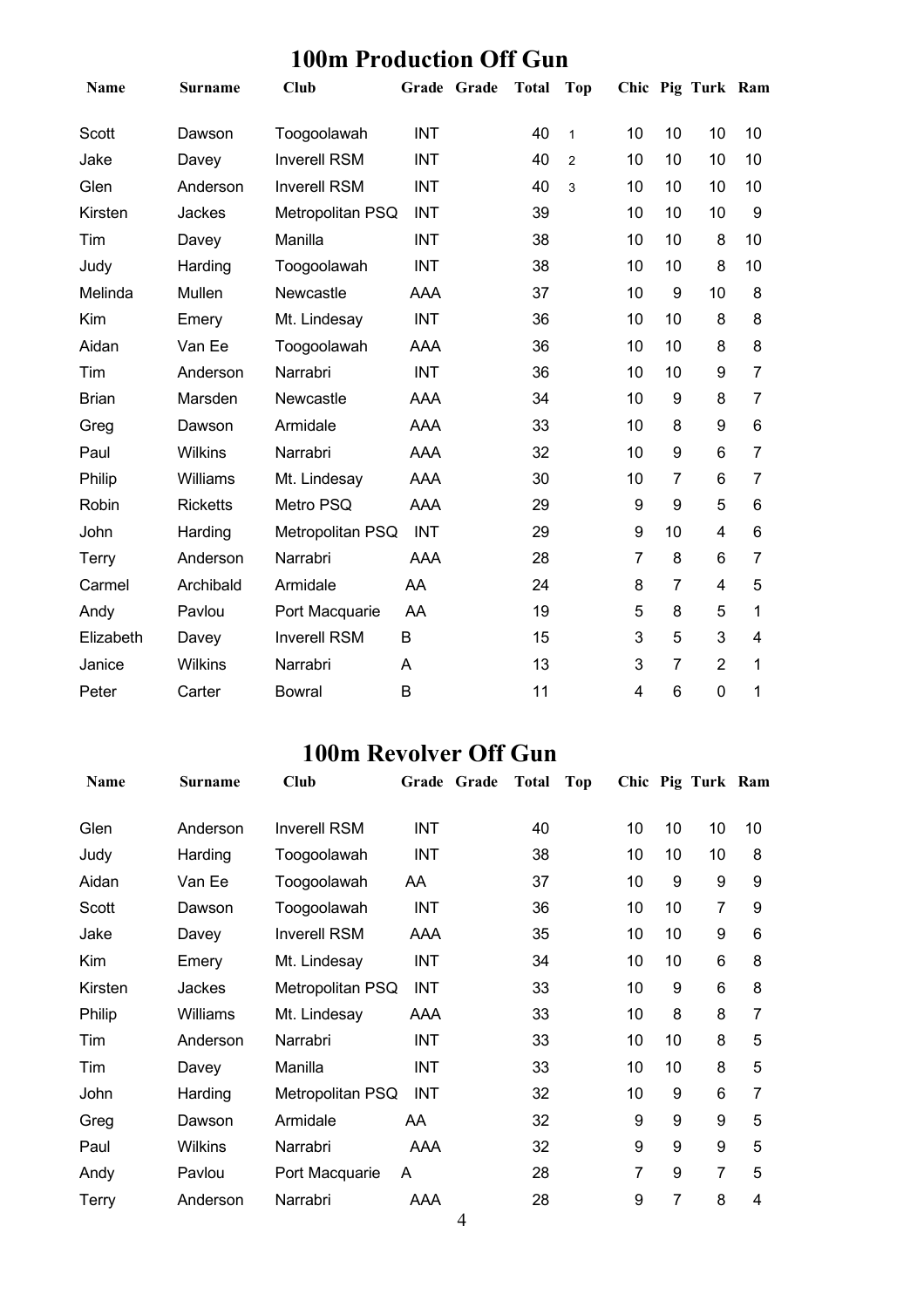## 100m Production Off Gun

| Name | Surname | Club | Grade | Grade | Total | Top | Chic | Pig | Turk | Ram |
|---|---|---|---|---|---|---|---|---|---|---|
| Scott | Dawson | Toogoolawah | INT | | 40 | 1 | 10 | 10 | 10 | 10 |
| Jake | Davey | Inverell RSM | INT | | 40 | 2 | 10 | 10 | 10 | 10 |
| Glen | Anderson | Inverell RSM | INT | | 40 | 3 | 10 | 10 | 10 | 10 |
| Kirsten | Jackes | Metropolitan PSQ | INT | | 39 | | 10 | 10 | 10 | 9 |
| Tim | Davey | Manilla | INT | | 38 | | 10 | 10 | 8 | 10 |
| Judy | Harding | Toogoolawah | INT | | 38 | | 10 | 10 | 8 | 10 |
| Melinda | Mullen | Newcastle | AAA | | 37 | | 10 | 9 | 10 | 8 |
| Kim | Emery | Mt. Lindesay | INT | | 36 | | 10 | 10 | 8 | 8 |
| Aidan | Van Ee | Toogoolawah | AAA | | 36 | | 10 | 10 | 8 | 8 |
| Tim | Anderson | Narrabri | INT | | 36 | | 10 | 10 | 9 | 7 |
| Brian | Marsden | Newcastle | AAA | | 34 | | 10 | 9 | 8 | 7 |
| Greg | Dawson | Armidale | AAA | | 33 | | 10 | 8 | 9 | 6 |
| Paul | Wilkins | Narrabri | AAA | | 32 | | 10 | 9 | 6 | 7 |
| Philip | Williams | Mt. Lindesay | AAA | | 30 | | 10 | 7 | 6 | 7 |
| Robin | Ricketts | Metro PSQ | AAA | | 29 | | 9 | 9 | 5 | 6 |
| John | Harding | Metropolitan PSQ | INT | | 29 | | 9 | 10 | 4 | 6 |
| Terry | Anderson | Narrabri | AAA | | 28 | | 7 | 8 | 6 | 7 |
| Carmel | Archibald | Armidale | AA | | 24 | | 8 | 7 | 4 | 5 |
| Andy | Pavlou | Port Macquarie | AA | | 19 | | 5 | 8 | 5 | 1 |
| Elizabeth | Davey | Inverell RSM | B | | 15 | | 3 | 5 | 3 | 4 |
| Janice | Wilkins | Narrabri | A | | 13 | | 3 | 7 | 2 | 1 |
| Peter | Carter | Bowral | B | | 11 | | 4 | 6 | 0 | 1 |

## 100m Revolver Off Gun

| Name | Surname | Club | Grade | Grade | Total | Top | Chic | Pig | Turk | Ram |
|---|---|---|---|---|---|---|---|---|---|---|
| Glen | Anderson | Inverell RSM | INT | | 40 | | 10 | 10 | 10 | 10 |
| Judy | Harding | Toogoolawah | INT | | 38 | | 10 | 10 | 10 | 8 |
| Aidan | Van Ee | Toogoolawah | AA | | 37 | | 10 | 9 | 9 | 9 |
| Scott | Dawson | Toogoolawah | INT | | 36 | | 10 | 10 | 7 | 9 |
| Jake | Davey | Inverell RSM | AAA | | 35 | | 10 | 10 | 9 | 6 |
| Kim | Emery | Mt. Lindesay | INT | | 34 | | 10 | 10 | 6 | 8 |
| Kirsten | Jackes | Metropolitan PSQ | INT | | 33 | | 10 | 9 | 6 | 8 |
| Philip | Williams | Mt. Lindesay | AAA | | 33 | | 10 | 8 | 8 | 7 |
| Tim | Anderson | Narrabri | INT | | 33 | | 10 | 10 | 8 | 5 |
| Tim | Davey | Manilla | INT | | 33 | | 10 | 10 | 8 | 5 |
| John | Harding | Metropolitan PSQ | INT | | 32 | | 10 | 9 | 6 | 7 |
| Greg | Dawson | Armidale | AA | | 32 | | 9 | 9 | 9 | 5 |
| Paul | Wilkins | Narrabri | AAA | | 32 | | 9 | 9 | 9 | 5 |
| Andy | Pavlou | Port Macquarie | A | | 28 | | 7 | 9 | 7 | 5 |
| Terry | Anderson | Narrabri | AAA | | 28 | | 9 | 7 | 8 | 4 |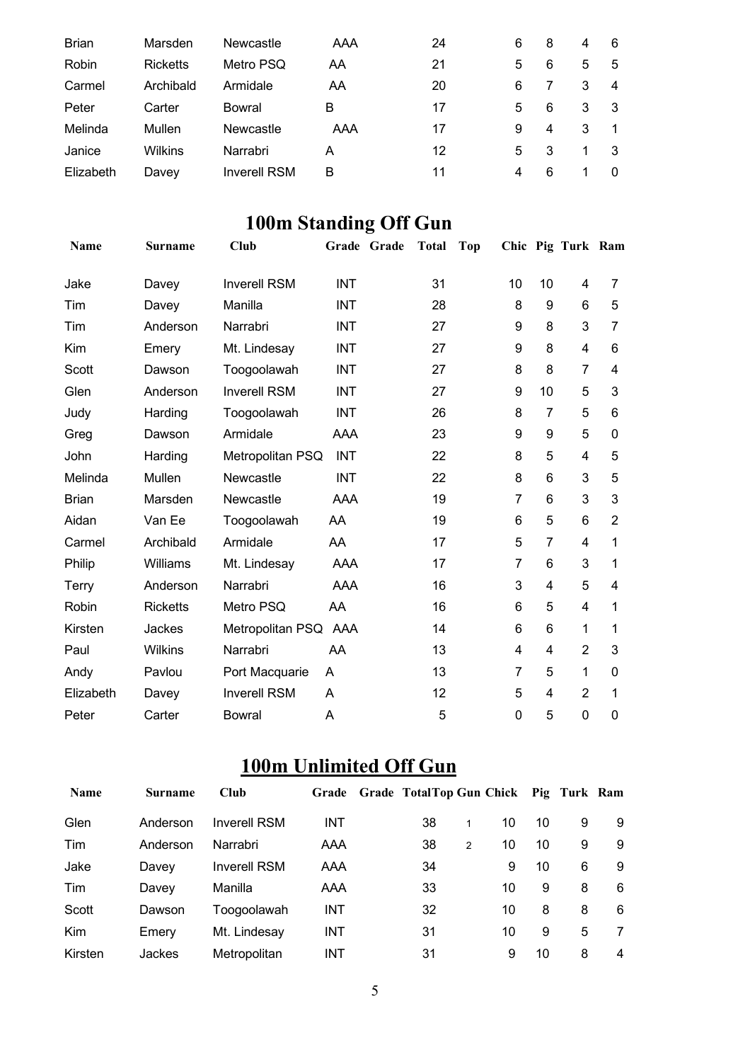| Name | Surname | Club | Grade | Grade | Total | Top | Chic | Pig | Turk | Ram |
|---|---|---|---|---|---|---|---|---|---|---|
| Brian | Marsden | Newcastle | AAA | | 24 | | 6 | 8 | 4 | 6 |
| Robin | Ricketts | Metro PSQ | AA | | 21 | | 5 | 6 | 5 | 5 |
| Carmel | Archibald | Armidale | AA | | 20 | | 6 | 7 | 3 | 4 |
| Peter | Carter | Bowral | B | | 17 | | 5 | 6 | 3 | 3 |
| Melinda | Mullen | Newcastle | AAA | | 17 | | 9 | 4 | 3 | 1 |
| Janice | Wilkins | Narrabri | A | | 12 | | 5 | 3 | 1 | 3 |
| Elizabeth | Davey | Inverell RSM | B | | 11 | | 4 | 6 | 1 | 0 |

# 100m Standing Off Gun

| Name | Surname | Club | Grade | Grade | Total | Top | Chic | Pig | Turk | Ram |
|---|---|---|---|---|---|---|---|---|---|---|
| Jake | Davey | Inverell RSM | INT | | 31 | | 10 | 10 | 4 | 7 |
| Tim | Davey | Manilla | INT | | 28 | | 8 | 9 | 6 | 5 |
| Tim | Anderson | Narrabri | INT | | 27 | | 9 | 8 | 3 | 7 |
| Kim | Emery | Mt. Lindesay | INT | | 27 | | 9 | 8 | 4 | 6 |
| Scott | Dawson | Toogoolawah | INT | | 27 | | 8 | 8 | 7 | 4 |
| Glen | Anderson | Inverell RSM | INT | | 27 | | 9 | 10 | 5 | 3 |
| Judy | Harding | Toogoolawah | INT | | 26 | | 8 | 7 | 5 | 6 |
| Greg | Dawson | Armidale | AAA | | 23 | | 9 | 9 | 5 | 0 |
| John | Harding | Metropolitan PSQ | INT | | 22 | | 8 | 5 | 4 | 5 |
| Melinda | Mullen | Newcastle | INT | | 22 | | 8 | 6 | 3 | 5 |
| Brian | Marsden | Newcastle | AAA | | 19 | | 7 | 6 | 3 | 3 |
| Aidan | Van Ee | Toogoolawah | AA | | 19 | | 6 | 5 | 6 | 2 |
| Carmel | Archibald | Armidale | AA | | 17 | | 5 | 7 | 4 | 1 |
| Philip | Williams | Mt. Lindesay | AAA | | 17 | | 7 | 6 | 3 | 1 |
| Terry | Anderson | Narrabri | AAA | | 16 | | 3 | 4 | 5 | 4 |
| Robin | Ricketts | Metro PSQ | AA | | 16 | | 6 | 5 | 4 | 1 |
| Kirsten | Jackes | Metropolitan PSQ | AAA | | 14 | | 6 | 6 | 1 | 1 |
| Paul | Wilkins | Narrabri | AA | | 13 | | 4 | 4 | 2 | 3 |
| Andy | Pavlou | Port Macquarie | A | | 13 | | 7 | 5 | 1 | 0 |
| Elizabeth | Davey | Inverell RSM | A | | 12 | | 5 | 4 | 2 | 1 |
| Peter | Carter | Bowral | A | | 5 | | 0 | 5 | 0 | 0 |

# 100m Unlimited Off Gun

| Name | Surname | Club | Grade | Grade | Total | Top Gun | Chick | Pig | Turk | Ram |
|---|---|---|---|---|---|---|---|---|---|---|
| Glen | Anderson | Inverell RSM | INT | | 38 | 1 | 10 | 10 | 9 | 9 |
| Tim | Anderson | Narrabri | AAA | | 38 | 2 | 10 | 10 | 9 | 9 |
| Jake | Davey | Inverell RSM | AAA | | 34 | | 9 | 10 | 6 | 9 |
| Tim | Davey | Manilla | AAA | | 33 | | 10 | 9 | 8 | 6 |
| Scott | Dawson | Toogoolawah | INT | | 32 | | 10 | 8 | 8 | 6 |
| Kim | Emery | Mt. Lindesay | INT | | 31 | | 10 | 9 | 5 | 7 |
| Kirsten | Jackes | Metropolitan | INT | | 31 | | 9 | 10 | 8 | 4 |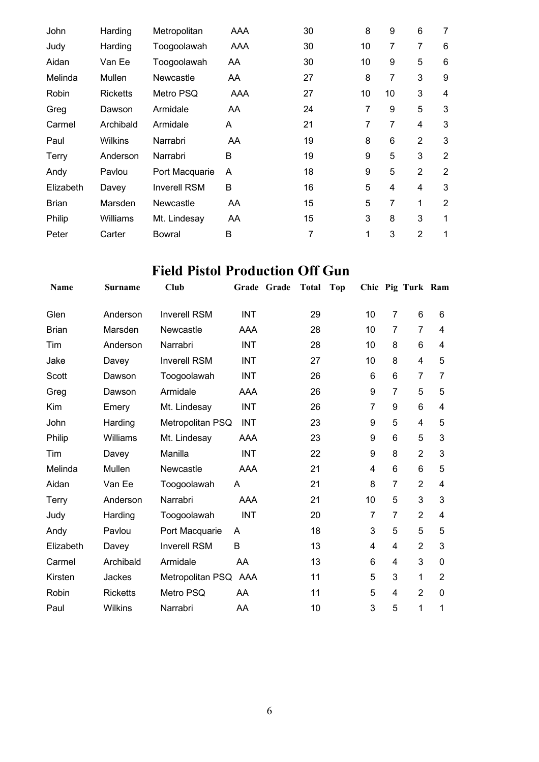| | | | | | | | | | |
|---|---|---|---|---|---|---|---|---|---|
| John | Harding | Metropolitan | AAA | 30 | | 8 | 9 | 6 | 7 |
| Judy | Harding | Toogoolawah | AAA | 30 | | 10 | 7 | 7 | 6 |
| Aidan | Van Ee | Toogoolawah | AA | 30 | | 10 | 9 | 5 | 6 |
| Melinda | Mullen | Newcastle | AA | 27 | | 8 | 7 | 3 | 9 |
| Robin | Ricketts | Metro PSQ | AAA | 27 | | 10 | 10 | 3 | 4 |
| Greg | Dawson | Armidale | AA | 24 | | 7 | 9 | 5 | 3 |
| Carmel | Archibald | Armidale | A | 21 | | 7 | 7 | 4 | 3 |
| Paul | Wilkins | Narrabri | AA | 19 | | 8 | 6 | 2 | 3 |
| Terry | Anderson | Narrabri | B | 19 | | 9 | 5 | 3 | 2 |
| Andy | Pavlou | Port Macquarie | A | 18 | | 9 | 5 | 2 | 2 |
| Elizabeth | Davey | Inverell RSM | B | 16 | | 5 | 4 | 4 | 3 |
| Brian | Marsden | Newcastle | AA | 15 | | 5 | 7 | 1 | 2 |
| Philip | Williams | Mt. Lindesay | AA | 15 | | 3 | 8 | 3 | 1 |
| Peter | Carter | Bowral | B | 7 | | 1 | 3 | 2 | 1 |

# Field Pistol Production Off Gun

| Name | Surname | Club | Grade | Grade | Total | Top | Chic | Pig | Turk | Ram |
|---|---|---|---|---|---|---|---|---|---|---|
| Glen | Anderson | Inverell RSM | INT | | 29 | | 10 | 7 | 6 | 6 |
| Brian | Marsden | Newcastle | AAA | | 28 | | 10 | 7 | 7 | 4 |
| Tim | Anderson | Narrabri | INT | | 28 | | 10 | 8 | 6 | 4 |
| Jake | Davey | Inverell RSM | INT | | 27 | | 10 | 8 | 4 | 5 |
| Scott | Dawson | Toogoolawah | INT | | 26 | | 6 | 6 | 7 | 7 |
| Greg | Dawson | Armidale | AAA | | 26 | | 9 | 7 | 5 | 5 |
| Kim | Emery | Mt. Lindesay | INT | | 26 | | 7 | 9 | 6 | 4 |
| John | Harding | Metropolitan PSQ | INT | | 23 | | 9 | 5 | 4 | 5 |
| Philip | Williams | Mt. Lindesay | AAA | | 23 | | 9 | 6 | 5 | 3 |
| Tim | Davey | Manilla | INT | | 22 | | 9 | 8 | 2 | 3 |
| Melinda | Mullen | Newcastle | AAA | | 21 | | 4 | 6 | 6 | 5 |
| Aidan | Van Ee | Toogoolawah | A | | 21 | | 8 | 7 | 2 | 4 |
| Terry | Anderson | Narrabri | AAA | | 21 | | 10 | 5 | 3 | 3 |
| Judy | Harding | Toogoolawah | INT | | 20 | | 7 | 7 | 2 | 4 |
| Andy | Pavlou | Port Macquarie | A | | 18 | | 3 | 5 | 5 | 5 |
| Elizabeth | Davey | Inverell RSM | B | | 13 | | 4 | 4 | 2 | 3 |
| Carmel | Archibald | Armidale | AA | | 13 | | 6 | 4 | 3 | 0 |
| Kirsten | Jackes | Metropolitan PSQ | AAA | | 11 | | 5 | 3 | 1 | 2 |
| Robin | Ricketts | Metro PSQ | AA | | 11 | | 5 | 4 | 2 | 0 |
| Paul | Wilkins | Narrabri | AA | | 10 | | 3 | 5 | 1 | 1 |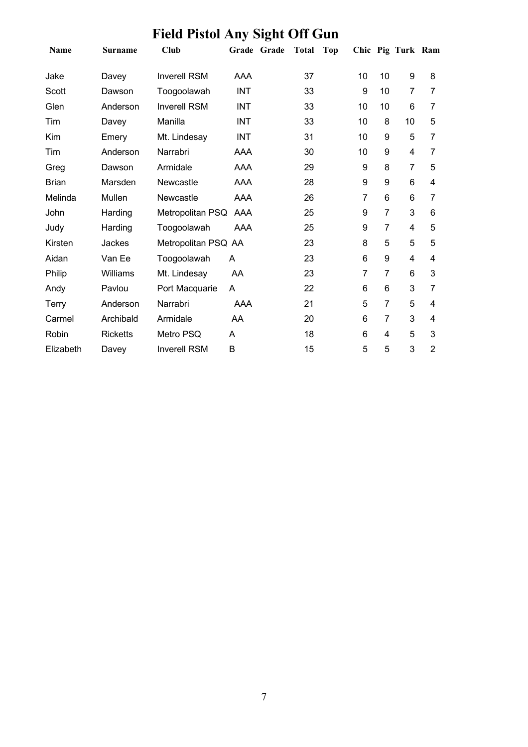# Field Pistol Any Sight Off Gun

| Name | Surname | Club | Grade | Grade | Total | Top | Chic | Pig | Turk | Ram |
|---|---|---|---|---|---|---|---|---|---|---|
| Jake | Davey | Inverell RSM | AAA | | 37 | | 10 | 10 | 9 | 8 |
| Scott | Dawson | Toogoolawah | INT | | 33 | | 9 | 10 | 7 | 7 |
| Glen | Anderson | Inverell RSM | INT | | 33 | | 10 | 10 | 6 | 7 |
| Tim | Davey | Manilla | INT | | 33 | | 10 | 8 | 10 | 5 |
| Kim | Emery | Mt. Lindesay | INT | | 31 | | 10 | 9 | 5 | 7 |
| Tim | Anderson | Narrabri | AAA | | 30 | | 10 | 9 | 4 | 7 |
| Greg | Dawson | Armidale | AAA | | 29 | | 9 | 8 | 7 | 5 |
| Brian | Marsden | Newcastle | AAA | | 28 | | 9 | 9 | 6 | 4 |
| Melinda | Mullen | Newcastle | AAA | | 26 | | 7 | 6 | 6 | 7 |
| John | Harding | Metropolitan PSQ | AAA | | 25 | | 9 | 7 | 3 | 6 |
| Judy | Harding | Toogoolawah | AAA | | 25 | | 9 | 7 | 4 | 5 |
| Kirsten | Jackes | Metropolitan PSQ | AA | | 23 | | 8 | 5 | 5 | 5 |
| Aidan | Van Ee | Toogoolawah | A | | 23 | | 6 | 9 | 4 | 4 |
| Philip | Williams | Mt. Lindesay | AA | | 23 | | 7 | 7 | 6 | 3 |
| Andy | Pavlou | Port Macquarie | A | | 22 | | 6 | 6 | 3 | 7 |
| Terry | Anderson | Narrabri | AAA | | 21 | | 5 | 7 | 5 | 4 |
| Carmel | Archibald | Armidale | AA | | 20 | | 6 | 7 | 3 | 4 |
| Robin | Ricketts | Metro PSQ | A | | 18 | | 6 | 4 | 5 | 3 |
| Elizabeth | Davey | Inverell RSM | B | | 15 | | 5 | 5 | 3 | 2 |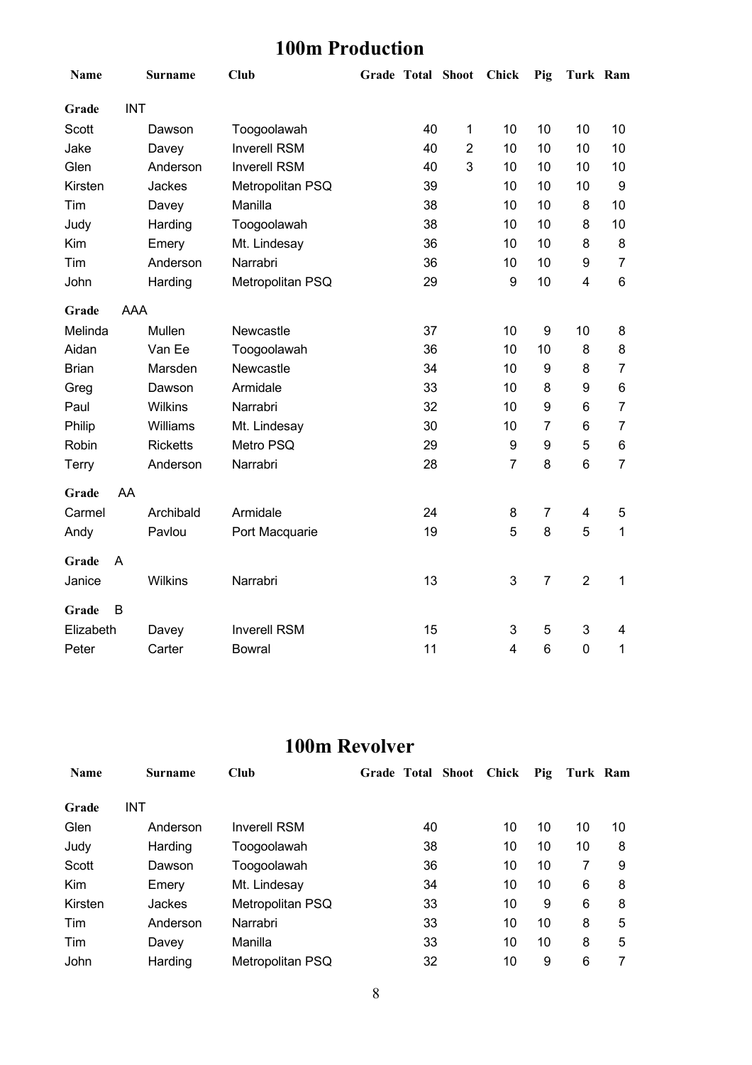## 100m Production

| Name | Surname | Club | Grade | Total | Shoot | Chick | Pig | Turk | Ram |
|---|---|---|---|---|---|---|---|---|---|
| **Grade** | INT | | | | | | | | |
| Scott | Dawson | Toogoolawah | | 40 | 1 | 10 | 10 | 10 | 10 |
| Jake | Davey | Inverell RSM | | 40 | 2 | 10 | 10 | 10 | 10 |
| Glen | Anderson | Inverell RSM | | 40 | 3 | 10 | 10 | 10 | 10 |
| Kirsten | Jackes | Metropolitan PSQ | | 39 | | 10 | 10 | 10 | 9 |
| Tim | Davey | Manilla | | 38 | | 10 | 10 | 8 | 10 |
| Judy | Harding | Toogoolawah | | 38 | | 10 | 10 | 8 | 10 |
| Kim | Emery | Mt. Lindesay | | 36 | | 10 | 10 | 8 | 8 |
| Tim | Anderson | Narrabri | | 36 | | 10 | 10 | 9 | 7 |
| John | Harding | Metropolitan PSQ | | 29 | | 9 | 10 | 4 | 6 |
| **Grade** | AAA | | | | | | | | |
| Melinda | Mullen | Newcastle | | 37 | | 10 | 9 | 10 | 8 |
| Aidan | Van Ee | Toogoolawah | | 36 | | 10 | 10 | 8 | 8 |
| Brian | Marsden | Newcastle | | 34 | | 10 | 9 | 8 | 7 |
| Greg | Dawson | Armidale | | 33 | | 10 | 8 | 9 | 6 |
| Paul | Wilkins | Narrabri | | 32 | | 10 | 9 | 6 | 7 |
| Philip | Williams | Mt. Lindesay | | 30 | | 10 | 7 | 6 | 7 |
| Robin | Ricketts | Metro PSQ | | 29 | | 9 | 9 | 5 | 6 |
| Terry | Anderson | Narrabri | | 28 | | 7 | 8 | 6 | 7 |
| **Grade** | AA | | | | | | | | |
| Carmel | Archibald | Armidale | | 24 | | 8 | 7 | 4 | 5 |
| Andy | Pavlou | Port Macquarie | | 19 | | 5 | 8 | 5 | 1 |
| **Grade** | A | | | | | | | | |
| Janice | Wilkins | Narrabri | | 13 | | 3 | 7 | 2 | 1 |
| **Grade** | B | | | | | | | | |
| Elizabeth | Davey | Inverell RSM | | 15 | | 3 | 5 | 3 | 4 |
| Peter | Carter | Bowral | | 11 | | 4 | 6 | 0 | 1 |

## 100m Revolver

| Name | Surname | Club | Grade | Total | Shoot | Chick | Pig | Turk | Ram |
|---|---|---|---|---|---|---|---|---|---|
| **Grade** | INT | | | | | | | | |
| Glen | Anderson | Inverell RSM | | 40 | | 10 | 10 | 10 | 10 |
| Judy | Harding | Toogoolawah | | 38 | | 10 | 10 | 10 | 8 |
| Scott | Dawson | Toogoolawah | | 36 | | 10 | 10 | 7 | 9 |
| Kim | Emery | Mt. Lindesay | | 34 | | 10 | 10 | 6 | 8 |
| Kirsten | Jackes | Metropolitan PSQ | | 33 | | 10 | 9 | 6 | 8 |
| Tim | Anderson | Narrabri | | 33 | | 10 | 10 | 8 | 5 |
| Tim | Davey | Manilla | | 33 | | 10 | 10 | 8 | 5 |
| John | Harding | Metropolitan PSQ | | 32 | | 10 | 9 | 6 | 7 |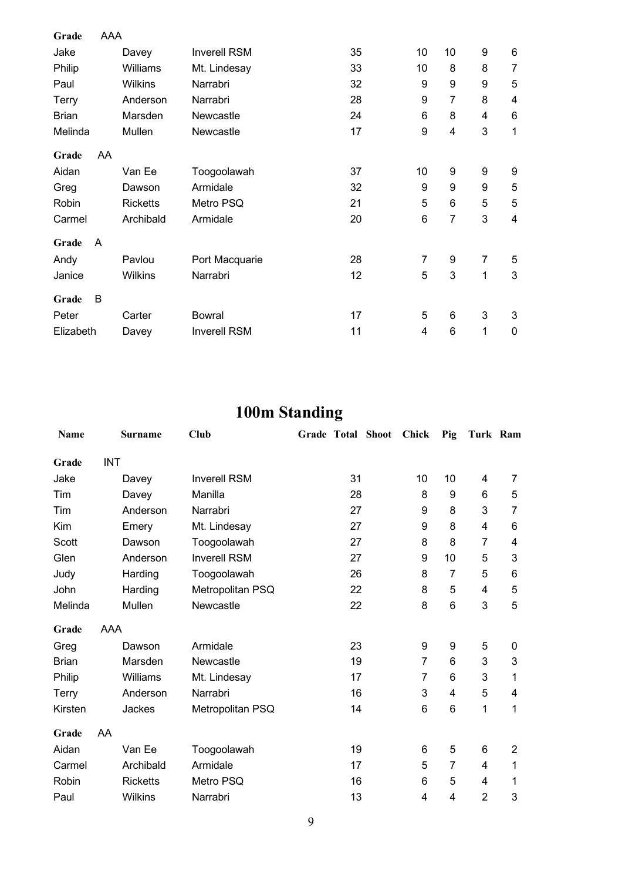| | | | | | | | | | |
|---|---|---|---|---|---|---|---|---|---|
| **Grade** | AAA | | | | | | | | |
| Jake | Davey | Inverell RSM | | 35 | | 10 | 10 | 9 | 6 |
| Philip | Williams | Mt. Lindesay | | 33 | | 10 | 8 | 8 | 7 |
| Paul | Wilkins | Narrabri | | 32 | | 9 | 9 | 9 | 5 |
| Terry | Anderson | Narrabri | | 28 | | 9 | 7 | 8 | 4 |
| Brian | Marsden | Newcastle | | 24 | | 6 | 8 | 4 | 6 |
| Melinda | Mullen | Newcastle | | 17 | | 9 | 4 | 3 | 1 |
| **Grade** | AA | | | | | | | | |
| Aidan | Van Ee | Toogoolawah | | 37 | | 10 | 9 | 9 | 9 |
| Greg | Dawson | Armidale | | 32 | | 9 | 9 | 9 | 5 |
| Robin | Ricketts | Metro PSQ | | 21 | | 5 | 6 | 5 | 5 |
| Carmel | Archibald | Armidale | | 20 | | 6 | 7 | 3 | 4 |
| **Grade** | A | | | | | | | | |
| Andy | Pavlou | Port Macquarie | | 28 | | 7 | 9 | 7 | 5 |
| Janice | Wilkins | Narrabri | | 12 | | 5 | 3 | 1 | 3 |
| **Grade** | B | | | | | | | | |
| Peter | Carter | Bowral | | 17 | | 5 | 6 | 3 | 3 |
| Elizabeth | Davey | Inverell RSM | | 11 | | 4 | 6 | 1 | 0 |

# 100m Standing

| Name | Surname | Club | Grade | Total | Shoot | Chick | Pig | Turk | Ram |
|---|---|---|---|---|---|---|---|---|---|
| **Grade** | INT | | | | | | | | |
| Jake | Davey | Inverell RSM | | 31 | | 10 | 10 | 4 | 7 |
| Tim | Davey | Manilla | | 28 | | 8 | 9 | 6 | 5 |
| Tim | Anderson | Narrabri | | 27 | | 9 | 8 | 3 | 7 |
| Kim | Emery | Mt. Lindesay | | 27 | | 9 | 8 | 4 | 6 |
| Scott | Dawson | Toogoolawah | | 27 | | 8 | 8 | 7 | 4 |
| Glen | Anderson | Inverell RSM | | 27 | | 9 | 10 | 5 | 3 |
| Judy | Harding | Toogoolawah | | 26 | | 8 | 7 | 5 | 6 |
| John | Harding | Metropolitan PSQ | | 22 | | 8 | 5 | 4 | 5 |
| Melinda | Mullen | Newcastle | | 22 | | 8 | 6 | 3 | 5 |
| **Grade** | AAA | | | | | | | | |
| Greg | Dawson | Armidale | | 23 | | 9 | 9 | 5 | 0 |
| Brian | Marsden | Newcastle | | 19 | | 7 | 6 | 3 | 3 |
| Philip | Williams | Mt. Lindesay | | 17 | | 7 | 6 | 3 | 1 |
| Terry | Anderson | Narrabri | | 16 | | 3 | 4 | 5 | 4 |
| Kirsten | Jackes | Metropolitan PSQ | | 14 | | 6 | 6 | 1 | 1 |
| **Grade** | AA | | | | | | | | |
| Aidan | Van Ee | Toogoolawah | | 19 | | 6 | 5 | 6 | 2 |
| Carmel | Archibald | Armidale | | 17 | | 5 | 7 | 4 | 1 |
| Robin | Ricketts | Metro PSQ | | 16 | | 6 | 5 | 4 | 1 |
| Paul | Wilkins | Narrabri | | 13 | | 4 | 4 | 2 | 3 |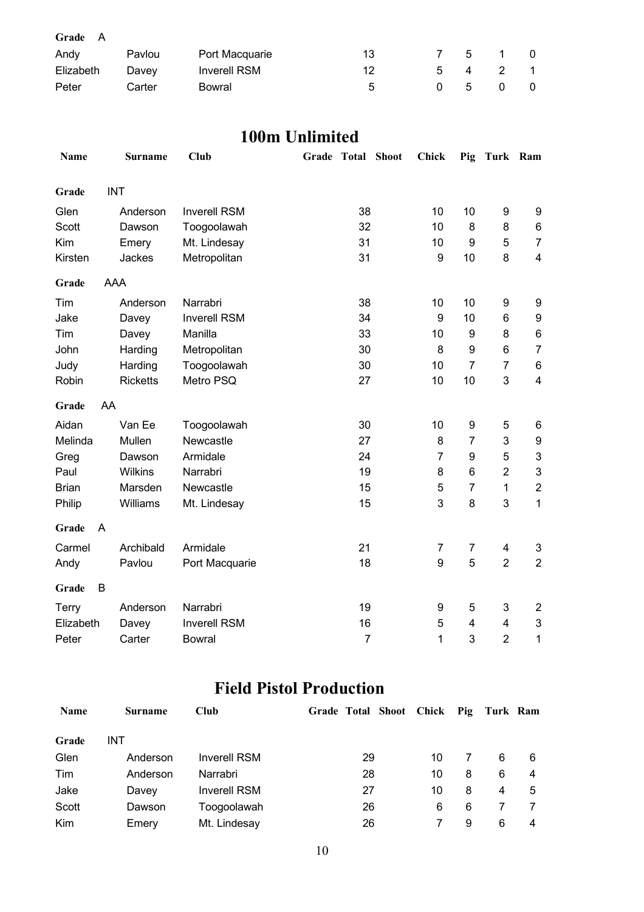| Name | Surname | Club | Grade | Total | Shoot | Chick | Pig | Turk | Ram |
|---|---|---|---|---|---|---|---|---|---|
| **Grade** A | | | | | | | | | |
| Andy | Pavlou | Port Macquarie | | 13 | | 7 | 5 | 1 | 0 |
| Elizabeth | Davey | Inverell RSM | | 12 | | 5 | 4 | 2 | 1 |
| Peter | Carter | Bowral | | 5 | | 0 | 5 | 0 | 0 |

## 100m Unlimited

| Name | Surname | Club | Grade | Total | Shoot | Chick | Pig | Turk | Ram |
|---|---|---|---|---|---|---|---|---|---|
| **Grade** INT | | | | | | | | | |
| Glen | Anderson | Inverell RSM | | 38 | | 10 | 10 | 9 | 9 |
| Scott | Dawson | Toogoolawah | | 32 | | 10 | 8 | 8 | 6 |
| Kim | Emery | Mt. Lindesay | | 31 | | 10 | 9 | 5 | 7 |
| Kirsten | Jackes | Metropolitan | | 31 | | 9 | 10 | 8 | 4 |
| **Grade** AAA | | | | | | | | | |
| Tim | Anderson | Narrabri | | 38 | | 10 | 10 | 9 | 9 |
| Jake | Davey | Inverell RSM | | 34 | | 9 | 10 | 6 | 9 |
| Tim | Davey | Manilla | | 33 | | 10 | 9 | 8 | 6 |
| John | Harding | Metropolitan | | 30 | | 8 | 9 | 6 | 7 |
| Judy | Harding | Toogoolawah | | 30 | | 10 | 7 | 7 | 6 |
| Robin | Ricketts | Metro PSQ | | 27 | | 10 | 10 | 3 | 4 |
| **Grade** AA | | | | | | | | | |
| Aidan | Van Ee | Toogoolawah | | 30 | | 10 | 9 | 5 | 6 |
| Melinda | Mullen | Newcastle | | 27 | | 8 | 7 | 3 | 9 |
| Greg | Dawson | Armidale | | 24 | | 7 | 9 | 5 | 3 |
| Paul | Wilkins | Narrabri | | 19 | | 8 | 6 | 2 | 3 |
| Brian | Marsden | Newcastle | | 15 | | 5 | 7 | 1 | 2 |
| Philip | Williams | Mt. Lindesay | | 15 | | 3 | 8 | 3 | 1 |
| **Grade** A | | | | | | | | | |
| Carmel | Archibald | Armidale | | 21 | | 7 | 7 | 4 | 3 |
| Andy | Pavlou | Port Macquarie | | 18 | | 9 | 5 | 2 | 2 |
| **Grade** B | | | | | | | | | |
| Terry | Anderson | Narrabri | | 19 | | 9 | 5 | 3 | 2 |
| Elizabeth | Davey | Inverell RSM | | 16 | | 5 | 4 | 4 | 3 |
| Peter | Carter | Bowral | | 7 | | 1 | 3 | 2 | 1 |

## Field Pistol Production

| Name | Surname | Club | Grade | Total | Shoot | Chick | Pig | Turk | Ram |
|---|---|---|---|---|---|---|---|---|---|
| **Grade** INT | | | | | | | | | |
| Glen | Anderson | Inverell RSM | | 29 | | 10 | 7 | 6 | 6 |
| Tim | Anderson | Narrabri | | 28 | | 10 | 8 | 6 | 4 |
| Jake | Davey | Inverell RSM | | 27 | | 10 | 8 | 4 | 5 |
| Scott | Dawson | Toogoolawah | | 26 | | 6 | 6 | 7 | 7 |
| Kim | Emery | Mt. Lindesay | | 26 | | 7 | 9 | 6 | 4 |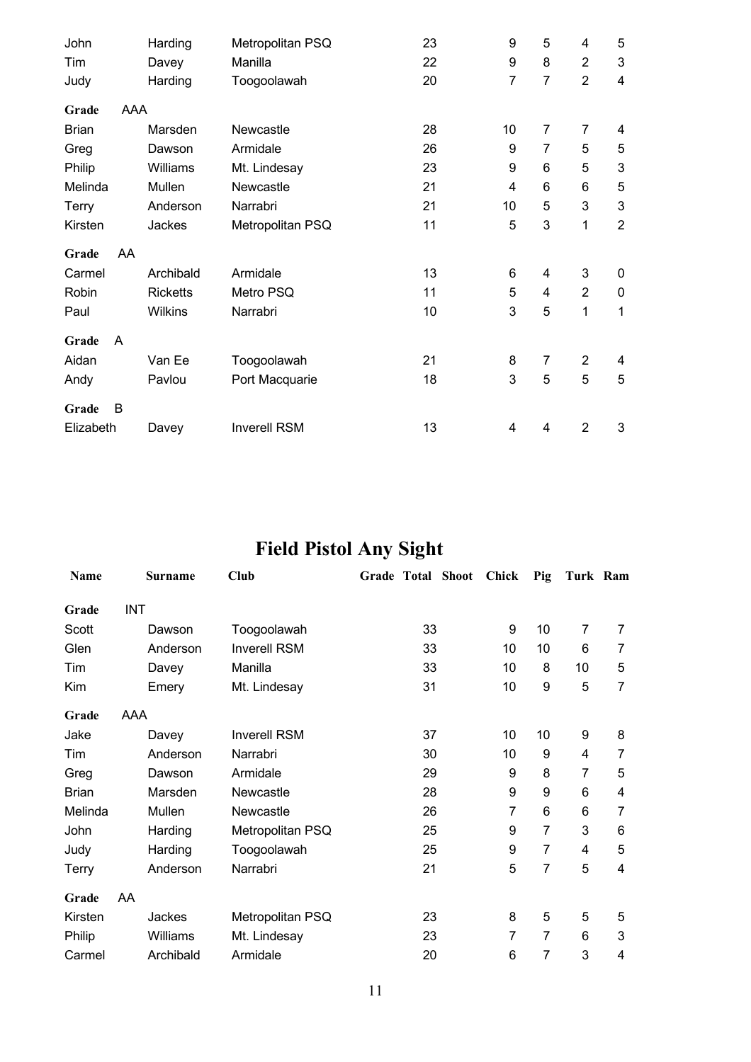| | | | | | | | | |
|---|---|---|---|---|---|---|---|---|
| John | Harding | Metropolitan PSQ | | 23 | 9 | 5 | 4 | 5 |
| Tim | Davey | Manilla | | 22 | 9 | 8 | 2 | 3 |
| Judy | Harding | Toogoolawah | | 20 | 7 | 7 | 2 | 4 |
| **Grade** AAA | | | | | | | | |
| Brian | Marsden | Newcastle | | 28 | 10 | 7 | 7 | 4 |
| Greg | Dawson | Armidale | | 26 | 9 | 7 | 5 | 5 |
| Philip | Williams | Mt. Lindesay | | 23 | 9 | 6 | 5 | 3 |
| Melinda | Mullen | Newcastle | | 21 | 4 | 6 | 6 | 5 |
| Terry | Anderson | Narrabri | | 21 | 10 | 5 | 3 | 3 |
| Kirsten | Jackes | Metropolitan PSQ | | 11 | 5 | 3 | 1 | 2 |
| **Grade** AA | | | | | | | | |
| Carmel | Archibald | Armidale | | 13 | 6 | 4 | 3 | 0 |
| Robin | Ricketts | Metro PSQ | | 11 | 5 | 4 | 2 | 0 |
| Paul | Wilkins | Narrabri | | 10 | 3 | 5 | 1 | 1 |
| **Grade** A | | | | | | | | |
| Aidan | Van Ee | Toogoolawah | | 21 | 8 | 7 | 2 | 4 |
| Andy | Pavlou | Port Macquarie | | 18 | 3 | 5 | 5 | 5 |
| **Grade** B | | | | | | | | |
| Elizabeth | Davey | Inverell RSM | | 13 | 4 | 4 | 2 | 3 |

# Field Pistol Any Sight

| Name | Surname | Club | Grade | Total | Shoot | Chick | Pig | Turk | Ram |
|---|---|---|---|---|---|---|---|---|---|
| **Grade** INT | | | | | | | | | |
| Scott | Dawson | Toogoolawah | | 33 | | 9 | 10 | 7 | 7 |
| Glen | Anderson | Inverell RSM | | 33 | | 10 | 10 | 6 | 7 |
| Tim | Davey | Manilla | | 33 | | 10 | 8 | 10 | 5 |
| Kim | Emery | Mt. Lindesay | | 31 | | 10 | 9 | 5 | 7 |
| **Grade** AAA | | | | | | | | | |
| Jake | Davey | Inverell RSM | | 37 | | 10 | 10 | 9 | 8 |
| Tim | Anderson | Narrabri | | 30 | | 10 | 9 | 4 | 7 |
| Greg | Dawson | Armidale | | 29 | | 9 | 8 | 7 | 5 |
| Brian | Marsden | Newcastle | | 28 | | 9 | 9 | 6 | 4 |
| Melinda | Mullen | Newcastle | | 26 | | 7 | 6 | 6 | 7 |
| John | Harding | Metropolitan PSQ | | 25 | | 9 | 7 | 3 | 6 |
| Judy | Harding | Toogoolawah | | 25 | | 9 | 7 | 4 | 5 |
| Terry | Anderson | Narrabri | | 21 | | 5 | 7 | 5 | 4 |
| **Grade** AA | | | | | | | | | |
| Kirsten | Jackes | Metropolitan PSQ | | 23 | | 8 | 5 | 5 | 5 |
| Philip | Williams | Mt. Lindesay | | 23 | | 7 | 7 | 6 | 3 |
| Carmel | Archibald | Armidale | | 20 | | 6 | 7 | 3 | 4 |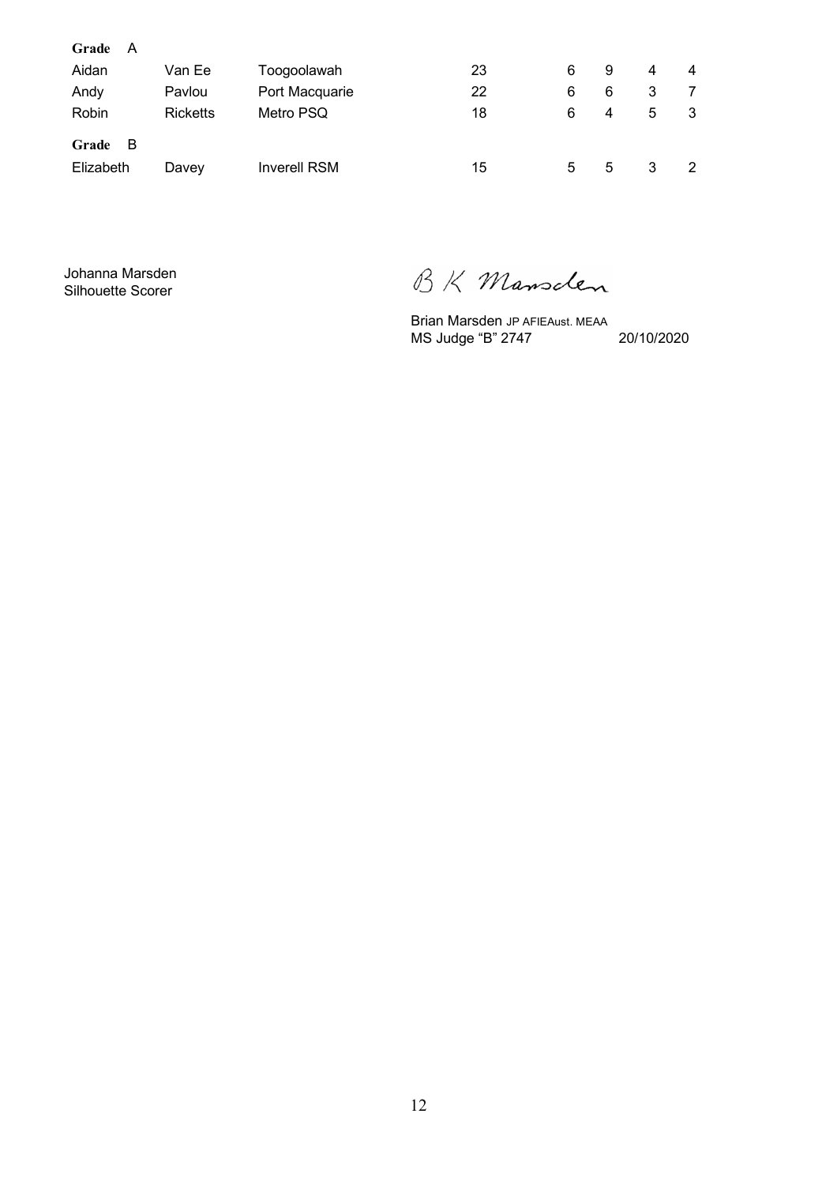| | | | | | | | |
|---|---|---|---|---|---|---|---|
| **Grade** A | | | | | | | |
| Aidan | Van Ee | Toogoolawah | 23 | 6 | 9 | 4 | 4 |
| Andy | Pavlou | Port Macquarie | 22 | 6 | 6 | 3 | 7 |
| Robin | Ricketts | Metro PSQ | 18 | 6 | 4 | 5 | 3 |
| **Grade** B | | | | | | | |
| Elizabeth | Davey | Inverell RSM | 15 | 5 | 5 | 3 | 2 |

Johanna Marsden
Silhouette Scorer

B K Marsden

Brian Marsden JP AFIEAust. MEAA
MS Judge "B" 2747 20/10/2020